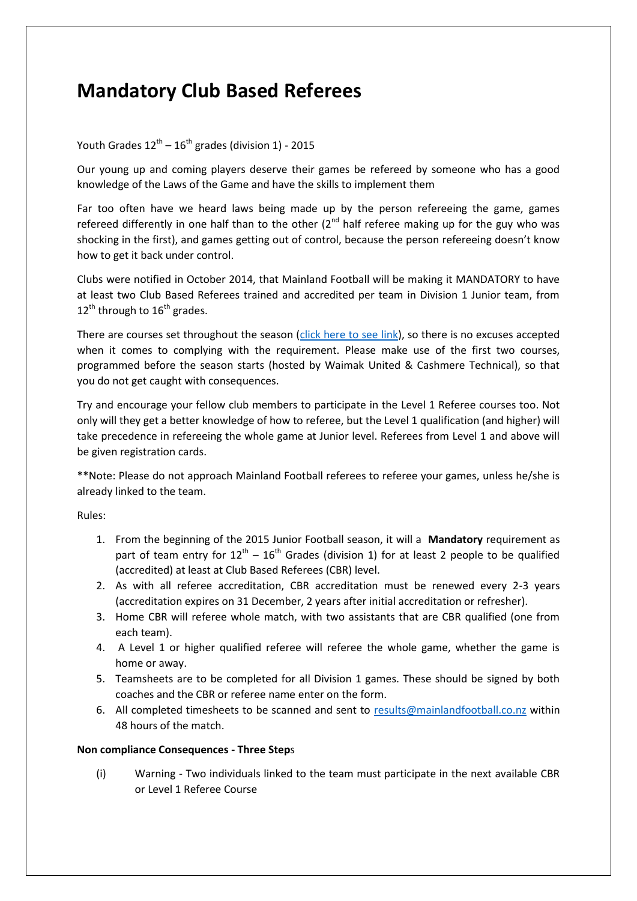# Mandatory Club Based Referees

Youth Grades 12th – 16th grades (division 1) - 2015

Our young up and coming players deserve their games be refereed by someone who has a good knowledge of the Laws of the Game and have the skills to implement them

Far too often have we heard laws being made up by the person refereeing the game, games refereed differently in one half than to the other (2nd half referee making up for the guy who was shocking in the first), and games getting out of control, because the person refereeing doesn't know how to get it back under control.

Clubs were notified in October 2014, that Mainland Football will be making it MANDATORY to have at least two Club Based Referees trained and accredited per team in Division 1 Junior team, from 12th through to 16th grades.

There are courses set throughout the season (click here to see link), so there is no excuses accepted when it comes to complying with the requirement. Please make use of the first two courses, programmed before the season starts (hosted by Waimak United & Cashmere Technical), so that you do not get caught with consequences.

Try and encourage your fellow club members to participate in the Level 1 Referee courses too. Not only will they get a better knowledge of how to referee, but the Level 1 qualification (and higher) will take precedence in refereeing the whole game at Junior level. Referees from Level 1 and above will be given registration cards.

**Note: Please do not approach Mainland Football referees to referee your games, unless he/she is already linked to the team.

Rules:

1. From the beginning of the 2015 Junior Football season, it will a **Mandatory** requirement as part of team entry for 12th – 16th Grades (division 1) for at least 2 people to be qualified (accredited) at least at Club Based Referees (CBR) level.
2. As with all referee accreditation, CBR accreditation must be renewed every 2-3 years (accreditation expires on 31 December, 2 years after initial accreditation or refresher).
3. Home CBR will referee whole match, with two assistants that are CBR qualified (one from each team).
4. A Level 1 or higher qualified referee will referee the whole game, whether the game is home or away.
5. Teamsheets are to be completed for all Division 1 games. These should be signed by both coaches and the CBR or referee name enter on the form.
6. All completed timesheets to be scanned and sent to results@mainlandfootball.co.nz within 48 hours of the match.

**Non compliance Consequences - Three Steps**

(i) Warning - Two individuals linked to the team must participate in the next available CBR or Level 1 Referee Course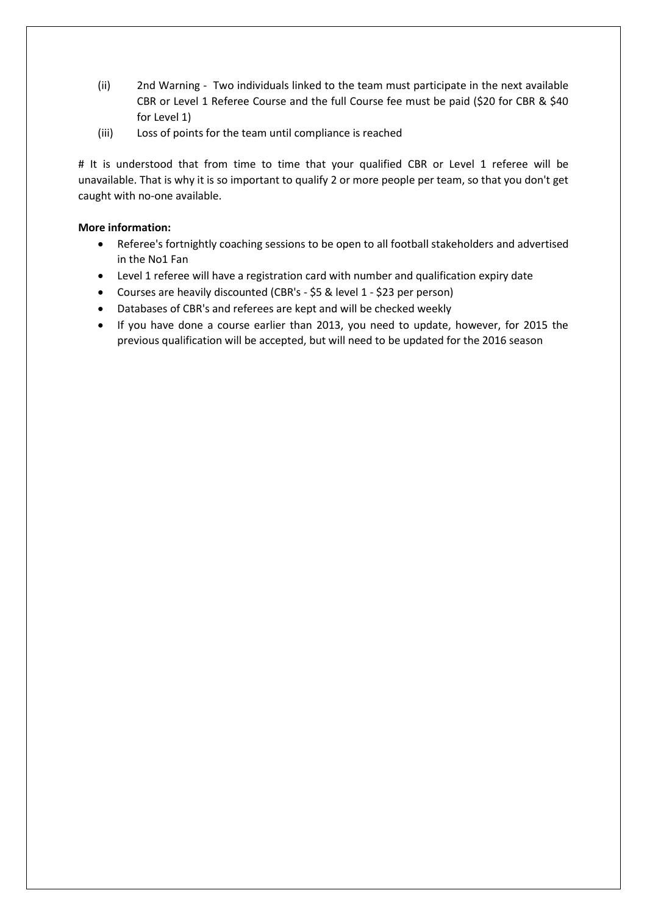(ii) 2nd Warning - Two individuals linked to the team must participate in the next available CBR or Level 1 Referee Course and the full Course fee must be paid ($20 for CBR & $40 for Level 1)

(iii) Loss of points for the team until compliance is reached

# It is understood that from time to time that your qualified CBR or Level 1 referee will be unavailable. That is why it is so important to qualify 2 or more people per team, so that you don't get caught with no-one available.

**More information:**

- Referee's fortnightly coaching sessions to be open to all football stakeholders and advertised in the No1 Fan
- Level 1 referee will have a registration card with number and qualification expiry date
- Courses are heavily discounted (CBR's - $5 & level 1 - $23 per person)
- Databases of CBR's and referees are kept and will be checked weekly
- If you have done a course earlier than 2013, you need to update, however, for 2015 the previous qualification will be accepted, but will need to be updated for the 2016 season